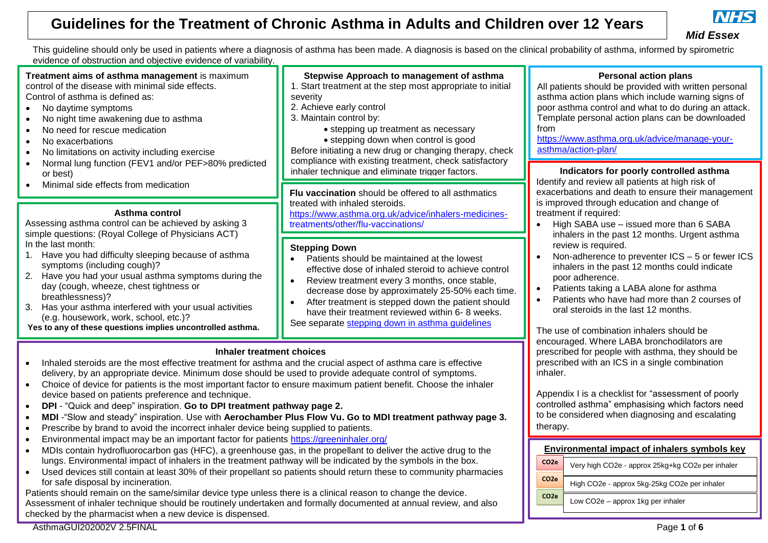# Guidelines for the Treatment of Chronic Asthma in Adults and Children over 12 Years

NHS *Mid Essex*

This guideline should only be used in patients where a diagnosis of asthma has been made. A diagnosis is based on the clinical probability of asthma, informed by spirometric evidence of obstruction and objective evidence of variability.

**Treatment aims of asthma management** is maximum control of the disease with minimal side effects.
Control of asthma is defined as:

- No daytime symptoms
- No night time awakening due to asthma
- No need for rescue medication
- No exacerbations
- No limitations on activity including exercise
- Normal lung function (FEV1 and/or PEF>80% predicted or best)
- Minimal side effects from medication

### Asthma control

Assessing asthma control can be achieved by asking 3 simple questions: (Royal College of Physicians ACT)
In the last month:

1. Have you had difficulty sleeping because of asthma symptoms (including cough)?
2. Have you had your usual asthma symptoms during the day (cough, wheeze, chest tightness or breathlessness)?
3. Has your asthma interfered with your usual activities (e.g. housework, work, school, etc.)?

**Yes to any of these questions implies uncontrolled asthma.**

### Stepwise Approach to management of asthma

1. Start treatment at the step most appropriate to initial severity
2. Achieve early control
3. Maintain control by:
   - stepping up treatment as necessary
   - stepping down when control is good

Before initiating a new drug or changing therapy, check compliance with existing treatment, check satisfactory inhaler technique and eliminate trigger factors.

**Flu vaccination** should be offered to all asthmatics treated with inhaled steroids.
https://www.asthma.org.uk/advice/inhalers-medicines-treatments/other/flu-vaccinations/

### Stepping Down

- Patients should be maintained at the lowest effective dose of inhaled steroid to achieve control
- Review treatment every 3 months, once stable, decrease dose by approximately 25-50% each time.
- After treatment is stepped down the patient should have their treatment reviewed within 6- 8 weeks.

See separate stepping down in asthma guidelines

### Personal action plans

All patients should be provided with written personal asthma action plans which include warning signs of poor asthma control and what to do during an attack. Template personal action plans can be downloaded from
https://www.asthma.org.uk/advice/manage-your-asthma/action-plan/

### Indicators for poorly controlled asthma

Identify and review all patients at high risk of exacerbations and death to ensure their management is improved through education and change of treatment if required:

- High SABA use – issued more than 6 SABA inhalers in the past 12 months. Urgent asthma review is required.
- Non-adherence to preventer ICS – 5 or fewer ICS inhalers in the past 12 months could indicate poor adherence.
- Patients taking a LABA alone for asthma
- Patients who have had more than 2 courses of oral steroids in the last 12 months.

The use of combination inhalers should be encouraged. Where LABA bronchodilators are prescribed for people with asthma, they should be prescribed with an ICS in a single combination inhaler.

Appendix I is a checklist for "assessment of poorly controlled asthma" emphasising which factors need to be considered when diagnosing and escalating therapy.

### Inhaler treatment choices

- Inhaled steroids are the most effective treatment for asthma and the crucial aspect of asthma care is effective delivery, by an appropriate device. Minimum dose should be used to provide adequate control of symptoms.
- Choice of device for patients is the most important factor to ensure maximum patient benefit. Choose the inhaler device based on patients preference and technique.
- **DPI** - "Quick and deep" inspiration. **Go to DPI treatment pathway page 2.**
- **MDI** -"Slow and steady" inspiration. Use with **Aerochamber Plus Flow Vu. Go to MDI treatment pathway page 3.**
- Prescribe by brand to avoid the incorrect inhaler device being supplied to patients.
- Environmental impact may be an important factor for patients https://greeninhaler.org/
- MDIs contain hydrofluorocarbon gas (HFC), a greenhouse gas, in the propellant to deliver the active drug to the lungs. Environmental impact of inhalers in the treatment pathway will be indicated by the symbols in the box.
- Used devices still contain at least 30% of their propellant so patients should return these to community pharmacies for safe disposal by incineration.

Patients should remain on the same/similar device type unless there is a clinical reason to change the device.
Assessment of inhaler technique should be routinely undertaken and formally documented at annual review, and also checked by the pharmacist when a new device is dispensed.

### Environmental impact of inhalers symbols key

| Symbol | Meaning |
|---|---|
| $CO_2e$ (red) | Very high $CO_2e$ - approx 25kg+kg $CO_2e$ per inhaler |
| $CO_2e$ (orange) | High $CO_2e$ - approx 5kg-25kg $CO_2e$ per inhaler |
| $CO_2e$ (green) | Low $CO_2e$ – approx 1kg per inhaler |

AsthmaGUI202002V 2.5FINAL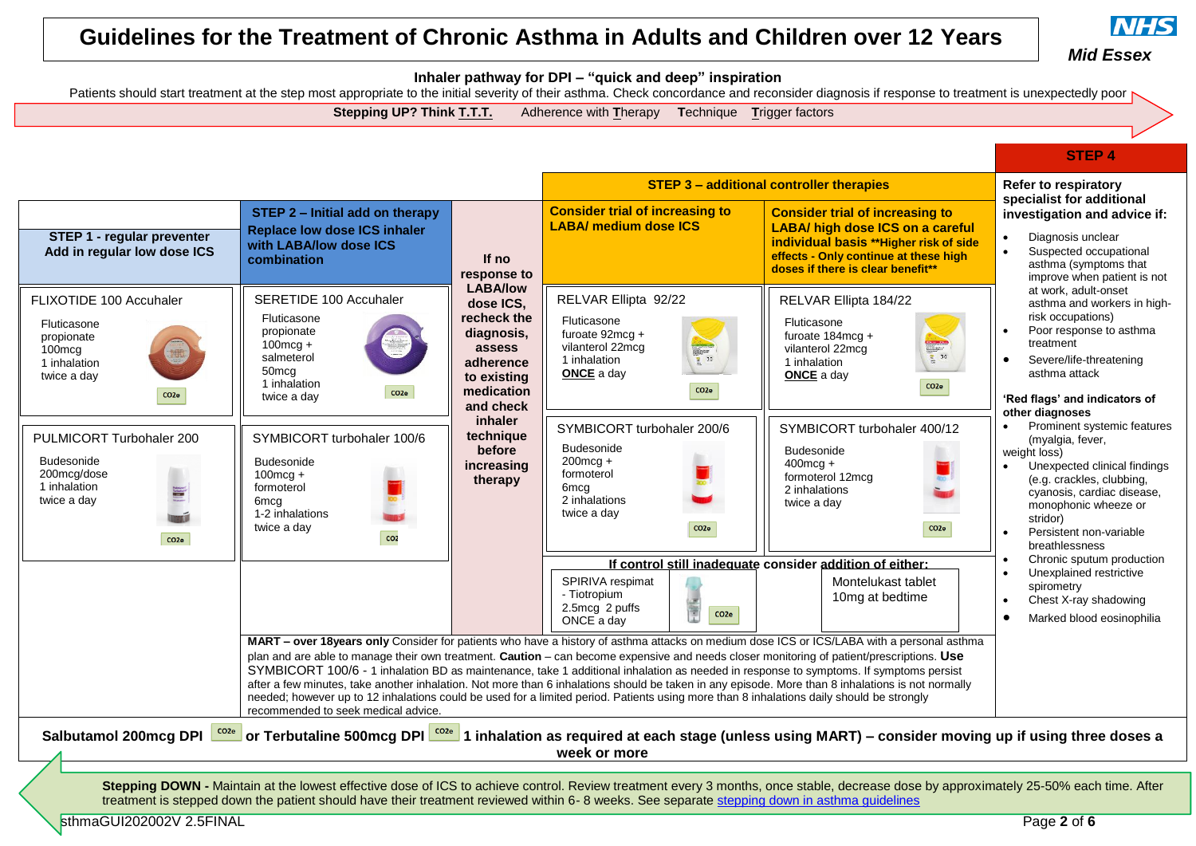# Guidelines for the Treatment of Chronic Asthma in Adults and Children over 12 Years

NHS Mid Essex

**Inhaler pathway for DPI – "quick and deep" inspiration**

Patients should start treatment at the step most appropriate to the initial severity of their asthma. Check concordance and reconsider diagnosis if response to treatment is unexpectedly poor

**Stepping UP? Think T.T.T.** Adherence with **T**herapy **T**echnique **T**rigger factors

## STEP 1 - regular preventer
**Add in regular low dose ICS**

- **FLIXOTIDE 100 Accuhaler** – Fluticasone propionate 100mcg, 1 inhalation twice a day ($CO_2e$)
- **PULMICORT Turbohaler 200** – Budesonide 200mcg/dose, 1 inhalation twice a day ($CO_2e$)

## STEP 2 – Initial add on therapy
**Replace low dose ICS inhaler with LABA/low dose ICS combination**

- **SERETIDE 100 Accuhaler** – Fluticasone propionate 100mcg + salmeterol 50mcg, 1 inhalation twice a day ($CO_2e$)
- **SYMBICORT turbohaler 100/6** – Budesonide 100mcg + formoterol 6mcg, 1-2 inhalations twice a day ($CO_2e$)

**If no response to LABA/low dose ICS, recheck the diagnosis, assess adherence to existing medication and check inhaler technique before increasing therapy**

## STEP 3 – additional controller therapies

**Consider trial of increasing to LABA/ medium dose ICS**

- **RELVAR Ellipta 92/22** – Fluticasone furoate 92mcg + vilanterol 22mcg, 1 inhalation **ONCE** a day ($CO_2e$)
- **SYMBICORT turbohaler 200/6** – Budesonide 200mcg + formoterol 6mcg, 2 inhalations twice a day ($CO_2e$)

**Consider trial of increasing to LABA/ high dose ICS on a careful individual basis \*\*Higher risk of side effects - Only continue at these high doses if there is clear benefit\*\***

- **RELVAR Ellipta 184/22** – Fluticasone furoate 184mcg + vilanterol 22mcg, 1 inhalation **ONCE** a day ($CO_2e$)
- **SYMBICORT turbohaler 400/12** – Budesonide 400mcg + formoterol 12mcg, 2 inhalations twice a day ($CO_2e$)

**If control still inadequate consider addition of either:**

- SPIRIVA respimat - Tiotropium 2.5mcg 2 puffs ONCE a day ($CO_2e$)
- Montelukast tablet 10mg at bedtime

## STEP 4

**Refer to respiratory specialist for additional investigation and advice if:**

- Diagnosis unclear
- Suspected occupational asthma (symptoms that improve when patient is not at work, adult-onset asthma and workers in high-risk occupations)
- Poor response to asthma treatment
- Severe/life-threatening asthma attack

**'Red flags' and indicators of other diagnoses**

- Prominent systemic features (myalgia, fever, weight loss)
- Unexpected clinical findings (e.g. crackles, clubbing, cyanosis, cardiac disease, monophonic wheeze or stridor)
- Persistent non-variable breathlessness
- Chronic sputum production
- Unexplained restrictive spirometry
- Chest X-ray shadowing
- Marked blood eosinophilia

**MART – over 18years only** Consider for patients who have a history of asthma attacks on medium dose ICS or ICS/LABA with a personal asthma plan and are able to manage their own treatment. **Caution** – can become expensive and needs closer monitoring of patient/prescriptions. **Use** SYMBICORT 100/6 - 1 inhalation BD as maintenance, take 1 additional inhalation as needed in response to symptoms. If symptoms persist after a few minutes, take another inhalation. Not more than 6 inhalations should be taken in any episode. More than 8 inhalations is not normally needed; however up to 12 inhalations could be used for a limited period. Patients using more than 8 inhalations daily should be strongly recommended to seek medical advice.

**Salbutamol 200mcg DPI** ($CO_2e$) **or Terbutaline 500mcg DPI** ($CO_2e$) **1 inhalation as required at each stage (unless using MART) – consider moving up if using three doses a week or more**

**Stepping DOWN -** Maintain at the lowest effective dose of ICS to achieve control. Review treatment every 3 months, once stable, decrease dose by approximately 25-50% each time. After treatment is stepped down the patient should have their treatment reviewed within 6- 8 weeks. See separate stepping down in asthma guidelines

sthmaGUI202002V 2.5FINAL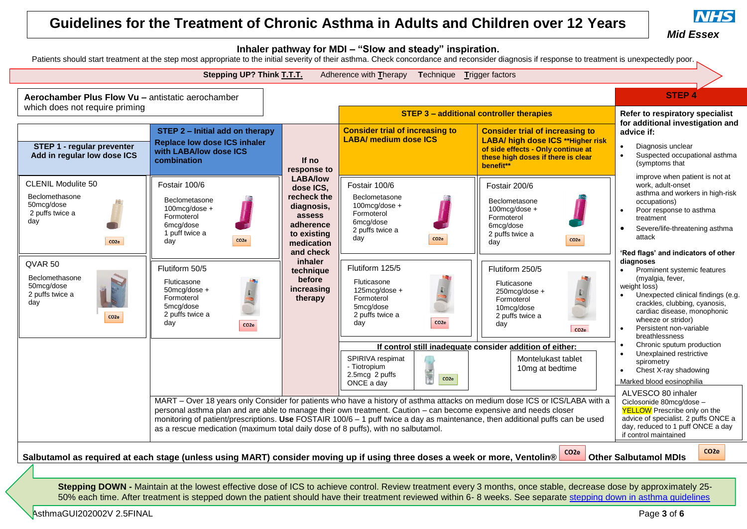# Guidelines for the Treatment of Chronic Asthma in Adults and Children over 12 Years

NHS Mid Essex

## Inhaler pathway for MDI – "Slow and steady" inspiration.

Patients should start treatment at the step most appropriate to the initial severity of their asthma. Check concordance and reconsider diagnosis if response to treatment is unexpectedly poor.

**Stepping UP? Think T.T.T.** Adherence with **T**herapy **T**echnique **T**rigger factors

**Aerochamber Plus Flow Vu –** antistatic aerochamber which does not require priming

### STEP 1 - regular preventer
**Add in regular low dose ICS**

- **CLENIL Modulite 50** – Beclomethasone 50mcg/dose, 2 puffs twice a day (CO2e)
- **QVAR 50** – Beclomethasone 50mcg/dose, 2 puffs twice a day (CO2e)

### STEP 2 – Initial add on therapy
**Replace low dose ICS inhaler with LABA/low dose ICS combination**

- **Fostair 100/6** – Beclometasone 100mcg/dose + Formoterol 6mcg/dose, 1 puff twice a day (CO2e)
- **Flutiform 50/5** – Fluticasone 50mcg/dose + Formoterol 5mcg/dose, 2 puffs twice a day (CO2e)

**If no response to LABA/low dose ICS, recheck the diagnosis, assess adherence to existing medication and check inhaler technique before increasing therapy**

### STEP 3 – additional controller therapies

**Consider trial of increasing to LABA/ medium dose ICS**

- **Fostair 100/6** – Beclometasone 100mcg/dose + Formoterol 6mcg/dose, 2 puffs twice a day (CO2e)
- **Flutiform 125/5** – Fluticasone 125mcg/dose + Formoterol 5mcg/dose, 2 puffs twice a day (CO2e)

**Consider trial of increasing to LABA/ high dose ICS \*\*Higher risk of side effects - Only continue at these high doses if there is clear benefit\*\***

- **Fostair 200/6** – Beclometasone 100mcg/dose + Formoterol 6mcg/dose, 2 puffs twice a day (CO2e)
- **Flutiform 250/5** – Fluticasone 250mcg/dose + Formoterol 10mcg/dose, 2 puffs twice a day (CO2e)

**If control still inadequate consider addition of either:**

- SPIRIVA respimat - Tiotropium 2.5mcg 2 puffs ONCE a day (CO2e)
- Montelukast tablet 10mg at bedtime

MART – Over 18 years only Consider for patients who have a history of asthma attacks on medium dose ICS or ICS/LABA with a personal asthma plan and are able to manage their own treatment. Caution – can become expensive and needs closer monitoring of patient/prescriptions. **Use** FOSTAIR 100/6 – 1 puff twice a day as maintenance, then additional puffs can be used as a rescue medication (maximum total daily dose of 8 puffs), with no salbutamol.

### STEP 4

**Refer to respiratory specialist for additional investigation and advice if:**

- Diagnosis unclear
- Suspected occupational asthma (symptoms that improve when patient is not at work, adult-onset asthma and workers in high-risk occupations)
- Poor response to asthma treatment
- Severe/life-threatening asthma attack

**'Red flags' and indicators of other diagnoses**

- Prominent systemic features (myalgia, fever, weight loss)
- Unexplained clinical findings (e.g. crackles, clubbing, cyanosis, cardiac disease, monophonic wheeze or stridor)
- Persistent non-variable breathlessness
- Chronic sputum production
- Unexplained restrictive spirometry
- Chest X-ray shadowing

Marked blood eosinophilia

**ALVESCO 80 inhaler** – Ciclosonide 80mcg/dose – YELLOW Prescribe only on the advice of specialist. 2 puffs ONCE a day, reduced to 1 puff ONCE a day if control maintained

**Salbutamol as required at each stage (unless using MART) consider moving up if using three doses a week or more, Ventolin®** (CO2e) **Other Salbutamol MDIs** (CO2e)

**Stepping DOWN -** Maintain at the lowest effective dose of ICS to achieve control. Review treatment every 3 months, once stable, decrease dose by approximately 25-50% each time. After treatment is stepped down the patient should have their treatment reviewed within 6- 8 weeks. See separate stepping down in asthma guidelines

AsthmaGUI202002V 2.5FINAL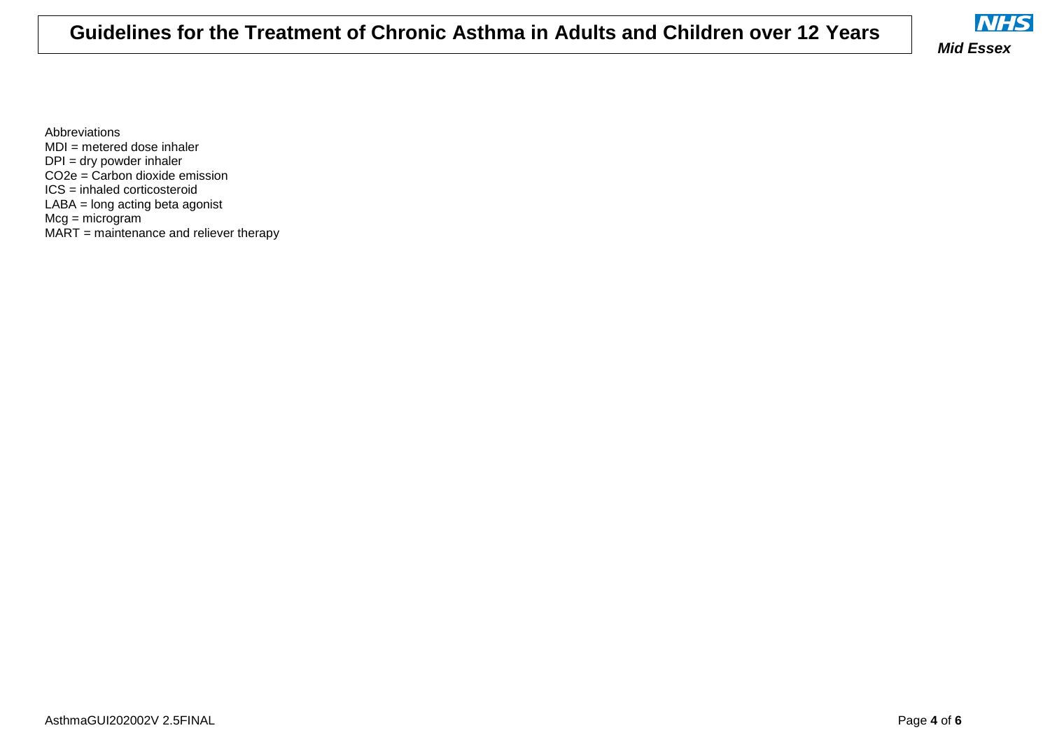Abbreviations

MDI = metered dose inhaler
DPI = dry powder inhaler
CO2e = Carbon dioxide emission
ICS = inhaled corticosteroid
LABA = long acting beta agonist
Mcg = microgram
MART = maintenance and reliever therapy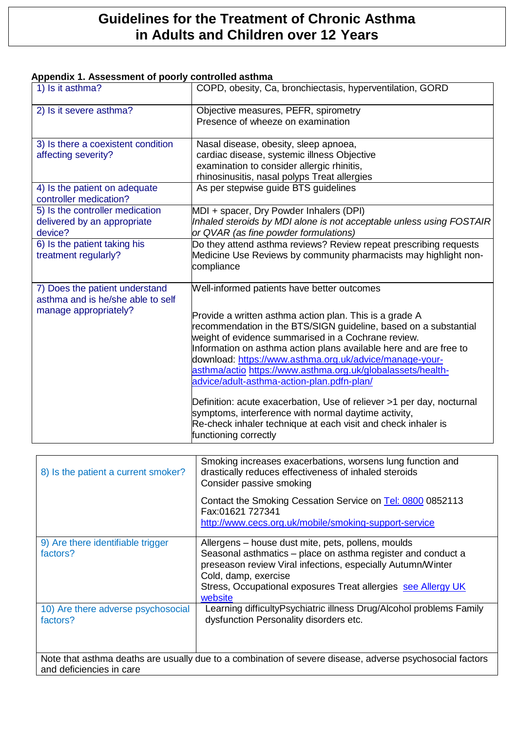# Guidelines for the Treatment of Chronic Asthma in Adults and Children over 12 Years

**Appendix 1. Assessment of poorly controlled asthma**

| | |
|---|---|
| 1) Is it asthma? | COPD, obesity, Ca, bronchiectasis, hyperventilation, GORD |
| 2) Is it severe asthma? | Objective measures, PEFR, spirometry<br>Presence of wheeze on examination |
| 3) Is there a coexistent condition affecting severity? | Nasal disease, obesity, sleep apnoea, cardiac disease, systemic illness Objective examination to consider allergic rhinitis, rhinosinusitis, nasal polyps Treat allergies |
| 4) Is the patient on adequate controller medication? | As per stepwise guide BTS guidelines |
| 5) Is the controller medication delivered by an appropriate device? | MDI + spacer, Dry Powder Inhalers (DPI)<br>*Inhaled steroids by MDI alone is not acceptable unless using FOSTAIR or QVAR (as fine powder formulations)* |
| 6) Is the patient taking his treatment regularly? | Do they attend asthma reviews? Review repeat prescribing requests Medicine Use Reviews by community pharmacists may highlight non-compliance |
| 7) Does the patient understand asthma and is he/she able to self manage appropriately? | Well-informed patients have better outcomes<br><br>Provide a written asthma action plan. This is a grade A recommendation in the BTS/SIGN guideline, based on a substantial weight of evidence summarised in a Cochrane review.<br>Information on asthma action plans available here and are free to download: https://www.asthma.org.uk/advice/manage-your-asthma/actio https://www.asthma.org.uk/globalassets/health-advice/adult-asthma-action-plan.pdfn-plan/<br><br>Definition: acute exacerbation, Use of reliever >1 per day, nocturnal symptoms, interference with normal daytime activity,<br>Re-check inhaler technique at each visit and check inhaler is functioning correctly |

| | |
|---|---|
| 8) Is the patient a current smoker? | Smoking increases exacerbations, worsens lung function and drastically reduces effectiveness of inhaled steroids<br>Consider passive smoking<br><br>Contact the Smoking Cessation Service on Tel: 0800 0852113<br>Fax:01621 727341<br>http://www.cecs.org.uk/mobile/smoking-support-service |
| 9) Are there identifiable trigger factors? | Allergens – house dust mite, pets, pollens, moulds<br>Seasonal asthmatics – place on asthma register and conduct a preseason review Viral infections, especially Autumn/Winter<br>Cold, damp, exercise<br>Stress, Occupational exposures Treat allergies see Allergy UK website |
| 10) Are there adverse psychosocial factors? | Learning difficultyPsychiatric illness Drug/Alcohol problems Family dysfunction Personality disorders etc. |
| Note that asthma deaths are usually due to a combination of severe disease, adverse psychosocial factors and deficiencies in care | |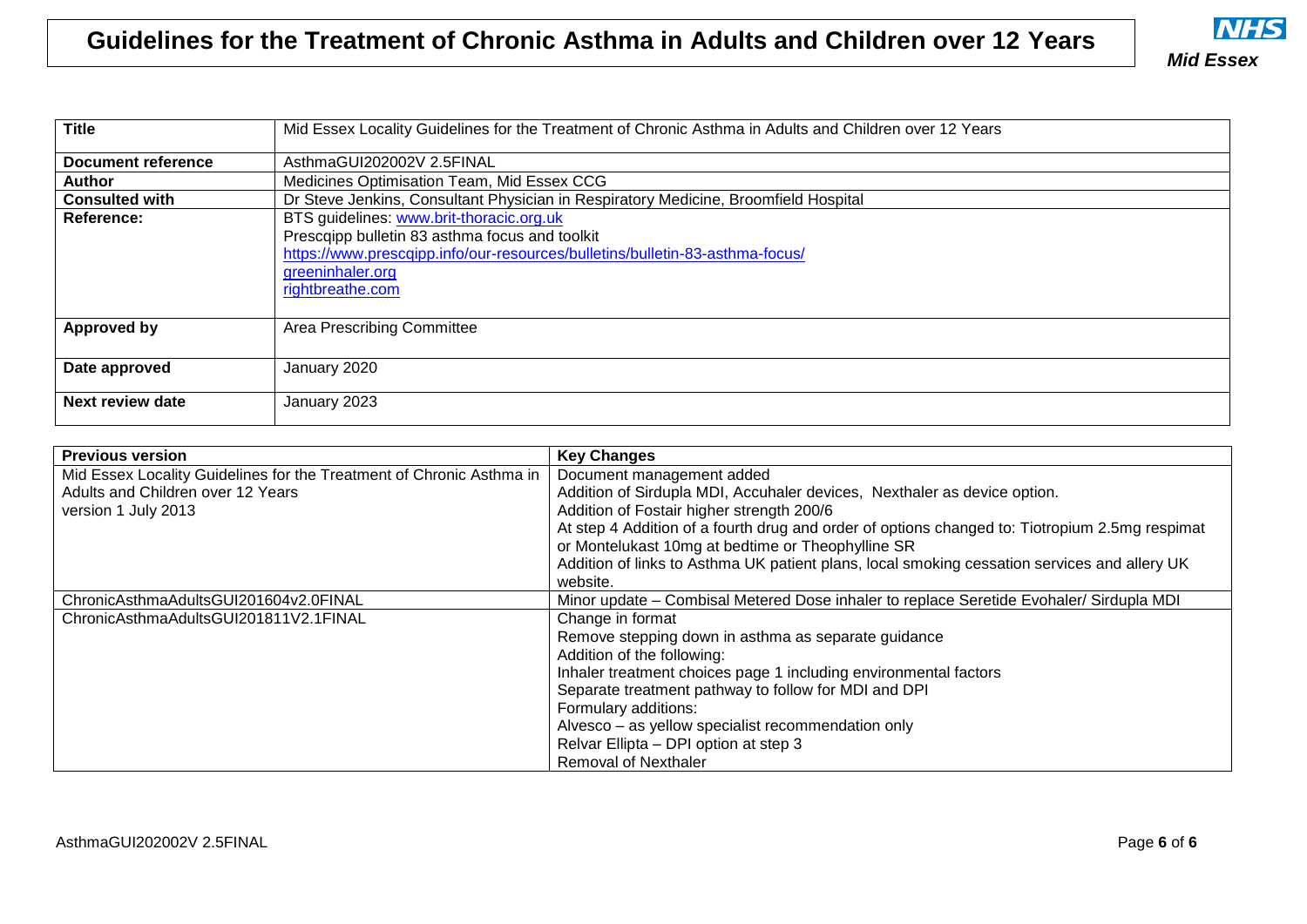# Guidelines for the Treatment of Chronic Asthma in Adults and Children over 12 Years

**NHS**
***Mid Essex***

| | |
|---|---|
| **Title** | Mid Essex Locality Guidelines for the Treatment of Chronic Asthma in Adults and Children over 12 Years |
| **Document reference** | AsthmaGUI202002V 2.5FINAL |
| **Author** | Medicines Optimisation Team, Mid Essex CCG |
| **Consulted with** | Dr Steve Jenkins, Consultant Physician in Respiratory Medicine, Broomfield Hospital |
| **Reference:** | BTS guidelines: www.brit-thoracic.org.uk<br>Prescqipp bulletin 83 asthma focus and toolkit<br>https://www.prescqipp.info/our-resources/bulletins/bulletin-83-asthma-focus/<br>greeninhaler.org<br>rightbreathe.com |
| **Approved by** | Area Prescribing Committee |
| **Date approved** | January 2020 |
| **Next review date** | January 2023 |

| **Previous version** | **Key Changes** |
|---|---|
| Mid Essex Locality Guidelines for the Treatment of Chronic Asthma in Adults and Children over 12 Years<br>version 1 July 2013 | Document management added<br>Addition of Sirdupla MDI, Accuhaler devices, Nexthaler as device option.<br>Addition of Fostair higher strength 200/6<br>At step 4 Addition of a fourth drug and order of options changed to: Tiotropium 2.5mg respimat or Montelukast 10mg at bedtime or Theophylline SR<br>Addition of links to Asthma UK patient plans, local smoking cessation services and allery UK website. |
| ChronicAsthmaAdultsGUI201604v2.0FINAL | Minor update – Combisal Metered Dose inhaler to replace Seretide Evohaler/ Sirdupla MDI |
| ChronicAsthmaAdultsGUI201811V2.1FINAL | Change in format<br>Remove stepping down in asthma as separate guidance<br>Addition of the following:<br>Inhaler treatment choices page 1 including environmental factors<br>Separate treatment pathway to follow for MDI and DPI<br>Formulary additions:<br>Alvesco – as yellow specialist recommendation only<br>Relvar Ellipta – DPI option at step 3<br>Removal of Nexthaler |